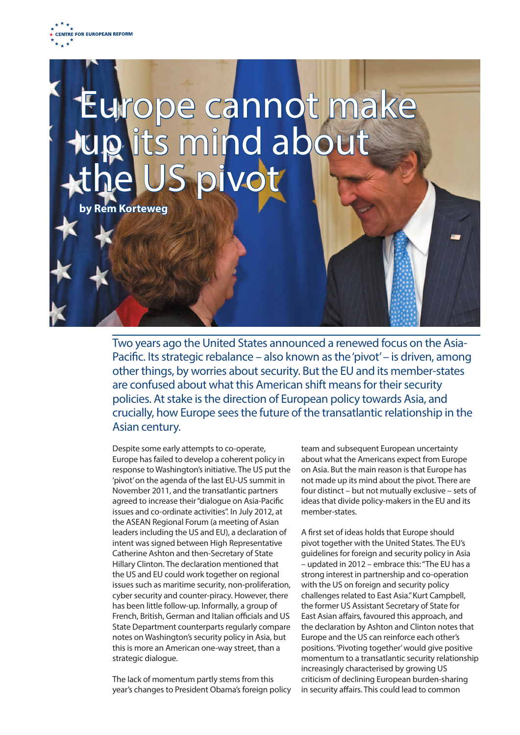CENTRE FOR EUROPEAN REFORM

# Europe cannot make up its mind about the US pivot

**by Rem Korteweg**

Two years ago the United States announced a renewed focus on the Asia-Pacific. Its strategic rebalance – also known as the 'pivot' – is driven, among other things, by worries about security. But the EU and its member-states are confused about what this American shift means for their security policies. At stake is the direction of European policy towards Asia, and crucially, how Europe sees the future of the transatlantic relationship in the Asian century.

Despite some early attempts to co-operate, Europe has failed to develop a coherent policy in response to Washington's initiative. The US put the 'pivot' on the agenda of the last EU-US summit in November 2011, and the transatlantic partners agreed to increase their "dialogue on Asia-Pacific issues and co-ordinate activities". In July 2012, at the ASEAN Regional Forum (a meeting of Asian leaders including the US and EU), a declaration of intent was signed between High Representative Catherine Ashton and then-Secretary of State Hillary Clinton. The declaration mentioned that the US and EU could work together on regional issues such as maritime security, non-proliferation, cyber security and counter-piracy. However, there has been little follow-up. Informally, a group of French, British, German and Italian officials and US State Department counterparts regularly compare notes on Washington's security policy in Asia, but this is more an American one-way street, than a strategic dialogue.

The lack of momentum partly stems from this year's changes to President Obama's foreign policy team and subsequent European uncertainty about what the Americans expect from Europe on Asia. But the main reason is that Europe has not made up its mind about the pivot. There are four distinct – but not mutually exclusive – sets of ideas that divide policy-makers in the EU and its member-states.

A first set of ideas holds that Europe should pivot together with the United States. The EU's guidelines for foreign and security policy in Asia – updated in 2012 – embrace this: "The EU has a strong interest in partnership and co-operation with the US on foreign and security policy challenges related to East Asia." Kurt Campbell, the former US Assistant Secretary of State for East Asian affairs, favoured this approach, and the declaration by Ashton and Clinton notes that Europe and the US can reinforce each other's positions. 'Pivoting together' would give positive momentum to a transatlantic security relationship increasingly characterised by growing US criticism of declining European burden-sharing in security affairs. This could lead to common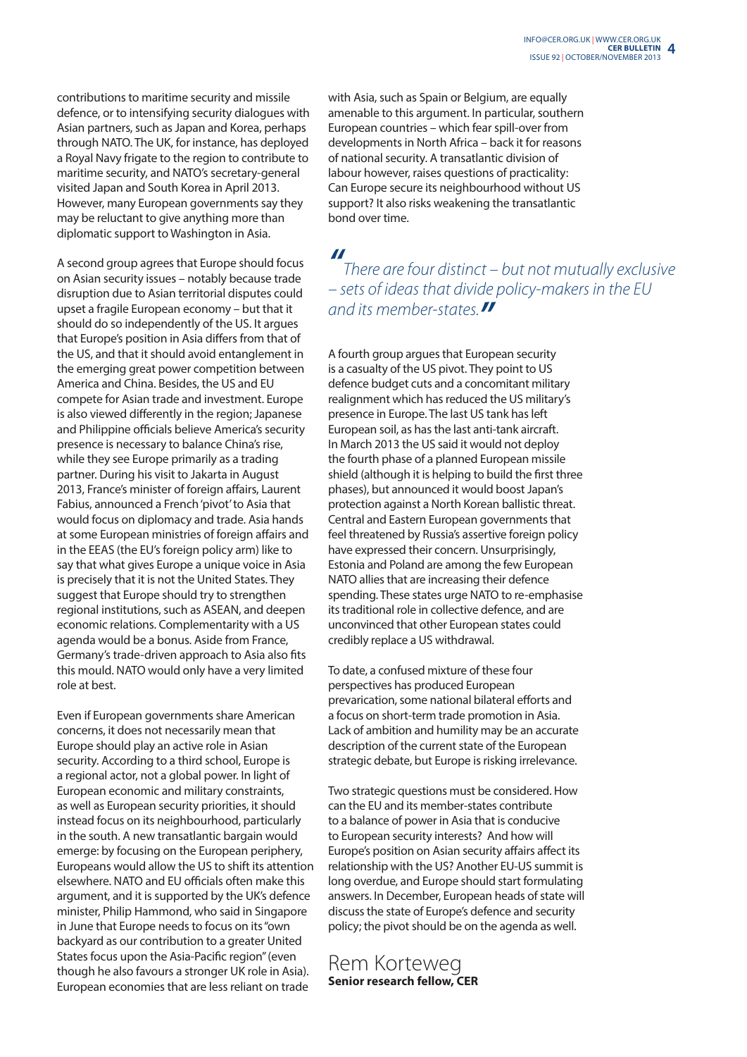contributions to maritime security and missile defence, or to intensifying security dialogues with Asian partners, such as Japan and Korea, perhaps through NATO. The UK, for instance, has deployed a Royal Navy frigate to the region to contribute to maritime security, and NATO's secretary-general visited Japan and South Korea in April 2013. However, many European governments say they may be reluctant to give anything more than diplomatic support to Washington in Asia.

A second group agrees that Europe should focus on Asian security issues – notably because trade disruption due to Asian territorial disputes could upset a fragile European economy – but that it should do so independently of the US. It argues that Europe's position in Asia differs from that of the US, and that it should avoid entanglement in the emerging great power competition between America and China. Besides, the US and EU compete for Asian trade and investment. Europe is also viewed differently in the region; Japanese and Philippine officials believe America's security presence is necessary to balance China's rise, while they see Europe primarily as a trading partner. During his visit to Jakarta in August 2013, France's minister of foreign affairs, Laurent Fabius, announced a French 'pivot' to Asia that would focus on diplomacy and trade. Asia hands at some European ministries of foreign affairs and in the EEAS (the EU's foreign policy arm) like to say that what gives Europe a unique voice in Asia is precisely that it is not the United States. They suggest that Europe should try to strengthen regional institutions, such as ASEAN, and deepen economic relations. Complementarity with a US agenda would be a bonus. Aside from France, Germany's trade-driven approach to Asia also fits this mould. NATO would only have a very limited role at best.

Even if European governments share American concerns, it does not necessarily mean that Europe should play an active role in Asian security. According to a third school, Europe is a regional actor, not a global power. In light of European economic and military constraints, as well as European security priorities, it should instead focus on its neighbourhood, particularly in the south. A new transatlantic bargain would emerge: by focusing on the European periphery, Europeans would allow the US to shift its attention elsewhere. NATO and EU officials often make this argument, and it is supported by the UK's defence minister, Philip Hammond, who said in Singapore in June that Europe needs to focus on its "own backyard as our contribution to a greater United States focus upon the Asia-Pacific region" (even though he also favours a stronger UK role in Asia). European economies that are less reliant on trade with Asia, such as Spain or Belgium, are equally amenable to this argument. In particular, southern European countries – which fear spill-over from developments in North Africa – back it for reasons of national security. A transatlantic division of labour however, raises questions of practicality: Can Europe secure its neighbourhood without US support? It also risks weakening the transatlantic bond over time.

> *"There are four distinct – but not mutually exclusive – sets of ideas that divide policy-makers in the EU and its member-states."*

A fourth group argues that European security is a casualty of the US pivot. They point to US defence budget cuts and a concomitant military realignment which has reduced the US military's presence in Europe. The last US tank has left European soil, as has the last anti-tank aircraft. In March 2013 the US said it would not deploy the fourth phase of a planned European missile shield (although it is helping to build the first three phases), but announced it would boost Japan's protection against a North Korean ballistic threat. Central and Eastern European governments that feel threatened by Russia's assertive foreign policy have expressed their concern. Unsurprisingly, Estonia and Poland are among the few European NATO allies that are increasing their defence spending. These states urge NATO to re-emphasise its traditional role in collective defence, and are unconvinced that other European states could credibly replace a US withdrawal.

To date, a confused mixture of these four perspectives has produced European prevarication, some national bilateral efforts and a focus on short-term trade promotion in Asia. Lack of ambition and humility may be an accurate description of the current state of the European strategic debate, but Europe is risking irrelevance.

Two strategic questions must be considered. How can the EU and its member-states contribute to a balance of power in Asia that is conducive to European security interests? And how will Europe's position on Asian security affairs affect its relationship with the US? Another EU-US summit is long overdue, and Europe should start formulating answers. In December, European heads of state will discuss the state of Europe's defence and security policy; the pivot should be on the agenda as well.

Rem Korteweg
**Senior research fellow, CER**